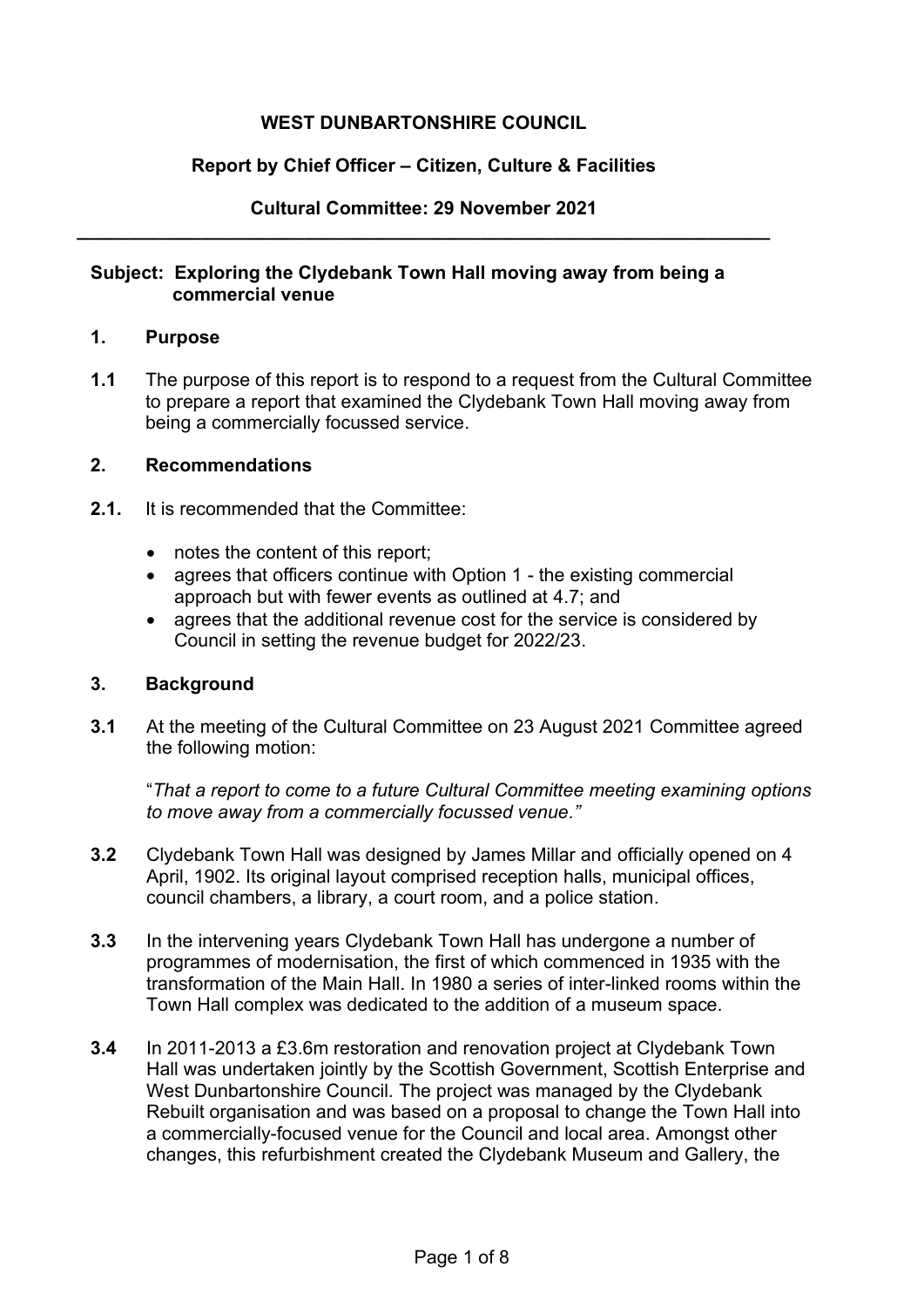**WEST DUNBARTONSHIRE COUNCIL**

**Report by Chief Officer – Citizen, Culture & Facilities**

**Cultural Committee: 29 November 2021**

---

**Subject: Exploring the Clydebank Town Hall moving away from being a commercial venue**

## 1. Purpose

**1.1** The purpose of this report is to respond to a request from the Cultural Committee to prepare a report that examined the Clydebank Town Hall moving away from being a commercially focussed service.

## 2. Recommendations

**2.1.** It is recommended that the Committee:

- notes the content of this report;
- agrees that officers continue with Option 1 - the existing commercial approach but with fewer events as outlined at 4.7; and
- agrees that the additional revenue cost for the service is considered by Council in setting the revenue budget for 2022/23.

## 3. Background

**3.1** At the meeting of the Cultural Committee on 23 August 2021 Committee agreed the following motion:

"*That a report to come to a future Cultural Committee meeting examining options to move away from a commercially focussed venue.*"

**3.2** Clydebank Town Hall was designed by James Millar and officially opened on 4 April, 1902. Its original layout comprised reception halls, municipal offices, council chambers, a library, a court room, and a police station.

**3.3** In the intervening years Clydebank Town Hall has undergone a number of programmes of modernisation, the first of which commenced in 1935 with the transformation of the Main Hall. In 1980 a series of inter-linked rooms within the Town Hall complex was dedicated to the addition of a museum space.

**3.4** In 2011-2013 a £3.6m restoration and renovation project at Clydebank Town Hall was undertaken jointly by the Scottish Government, Scottish Enterprise and West Dunbartonshire Council. The project was managed by the Clydebank Rebuilt organisation and was based on a proposal to change the Town Hall into a commercially-focused venue for the Council and local area. Amongst other changes, this refurbishment created the Clydebank Museum and Gallery, the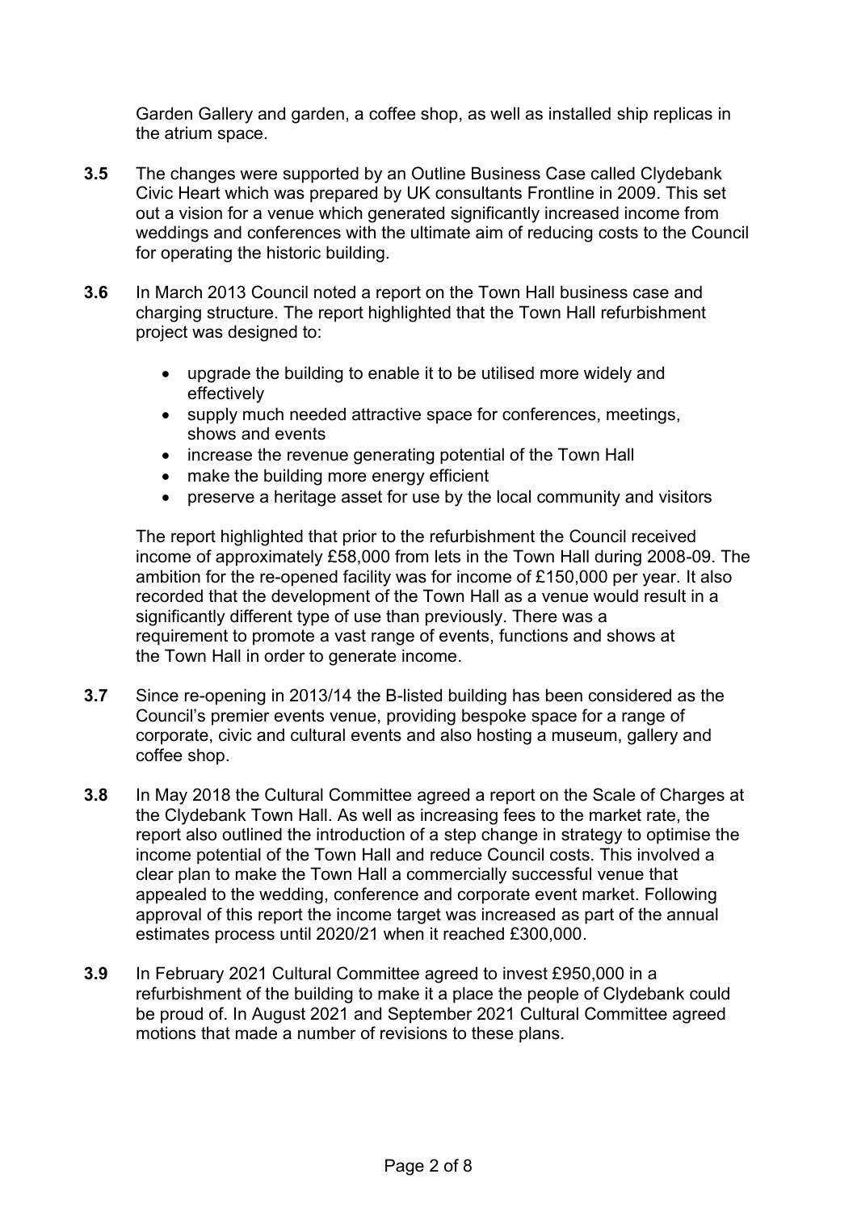Garden Gallery and garden, a coffee shop, as well as installed ship replicas in the atrium space.

**3.5** The changes were supported by an Outline Business Case called Clydebank Civic Heart which was prepared by UK consultants Frontline in 2009. This set out a vision for a venue which generated significantly increased income from weddings and conferences with the ultimate aim of reducing costs to the Council for operating the historic building.

**3.6** In March 2013 Council noted a report on the Town Hall business case and charging structure. The report highlighted that the Town Hall refurbishment project was designed to:

- upgrade the building to enable it to be utilised more widely and effectively
- supply much needed attractive space for conferences, meetings, shows and events
- increase the revenue generating potential of the Town Hall
- make the building more energy efficient
- preserve a heritage asset for use by the local community and visitors

The report highlighted that prior to the refurbishment the Council received income of approximately £58,000 from lets in the Town Hall during 2008-09. The ambition for the re-opened facility was for income of £150,000 per year. It also recorded that the development of the Town Hall as a venue would result in a significantly different type of use than previously. There was a requirement to promote a vast range of events, functions and shows at the Town Hall in order to generate income.

**3.7** Since re-opening in 2013/14 the B-listed building has been considered as the Council's premier events venue, providing bespoke space for a range of corporate, civic and cultural events and also hosting a museum, gallery and coffee shop.

**3.8** In May 2018 the Cultural Committee agreed a report on the Scale of Charges at the Clydebank Town Hall. As well as increasing fees to the market rate, the report also outlined the introduction of a step change in strategy to optimise the income potential of the Town Hall and reduce Council costs. This involved a clear plan to make the Town Hall a commercially successful venue that appealed to the wedding, conference and corporate event market. Following approval of this report the income target was increased as part of the annual estimates process until 2020/21 when it reached £300,000.

**3.9** In February 2021 Cultural Committee agreed to invest £950,000 in a refurbishment of the building to make it a place the people of Clydebank could be proud of. In August 2021 and September 2021 Cultural Committee agreed motions that made a number of revisions to these plans.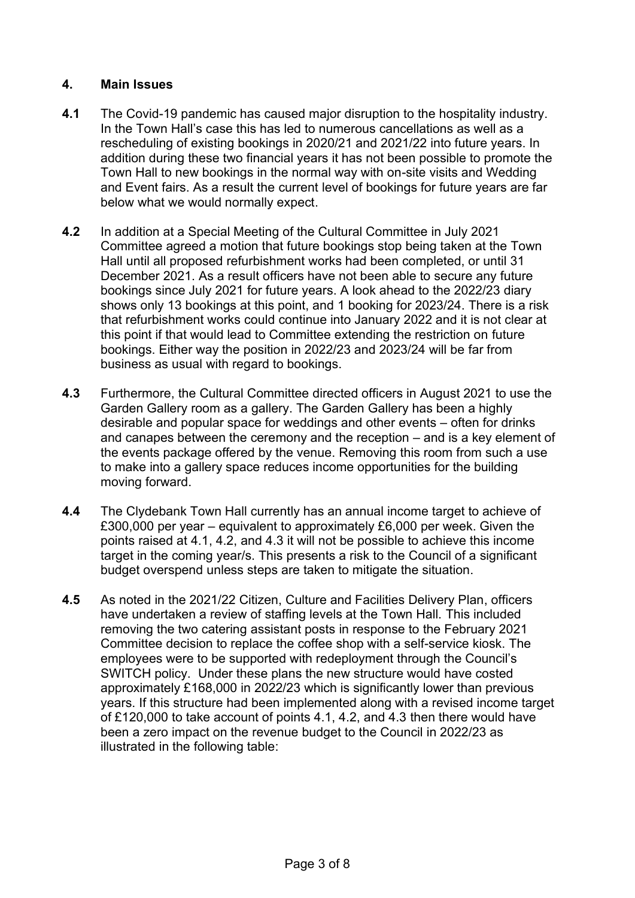## 4. Main Issues

**4.1** The Covid-19 pandemic has caused major disruption to the hospitality industry. In the Town Hall's case this has led to numerous cancellations as well as a rescheduling of existing bookings in 2020/21 and 2021/22 into future years. In addition during these two financial years it has not been possible to promote the Town Hall to new bookings in the normal way with on-site visits and Wedding and Event fairs. As a result the current level of bookings for future years are far below what we would normally expect.

**4.2** In addition at a Special Meeting of the Cultural Committee in July 2021 Committee agreed a motion that future bookings stop being taken at the Town Hall until all proposed refurbishment works had been completed, or until 31 December 2021. As a result officers have not been able to secure any future bookings since July 2021 for future years. A look ahead to the 2022/23 diary shows only 13 bookings at this point, and 1 booking for 2023/24. There is a risk that refurbishment works could continue into January 2022 and it is not clear at this point if that would lead to Committee extending the restriction on future bookings. Either way the position in 2022/23 and 2023/24 will be far from business as usual with regard to bookings.

**4.3** Furthermore, the Cultural Committee directed officers in August 2021 to use the Garden Gallery room as a gallery. The Garden Gallery has been a highly desirable and popular space for weddings and other events – often for drinks and canapes between the ceremony and the reception – and is a key element of the events package offered by the venue. Removing this room from such a use to make into a gallery space reduces income opportunities for the building moving forward.

**4.4** The Clydebank Town Hall currently has an annual income target to achieve of £300,000 per year – equivalent to approximately £6,000 per week. Given the points raised at 4.1, 4.2, and 4.3 it will not be possible to achieve this income target in the coming year/s. This presents a risk to the Council of a significant budget overspend unless steps are taken to mitigate the situation.

**4.5** As noted in the 2021/22 Citizen, Culture and Facilities Delivery Plan, officers have undertaken a review of staffing levels at the Town Hall. This included removing the two catering assistant posts in response to the February 2021 Committee decision to replace the coffee shop with a self-service kiosk. The employees were to be supported with redeployment through the Council's SWITCH policy. Under these plans the new structure would have costed approximately £168,000 in 2022/23 which is significantly lower than previous years. If this structure had been implemented along with a revised income target of £120,000 to take account of points 4.1, 4.2, and 4.3 then there would have been a zero impact on the revenue budget to the Council in 2022/23 as illustrated in the following table: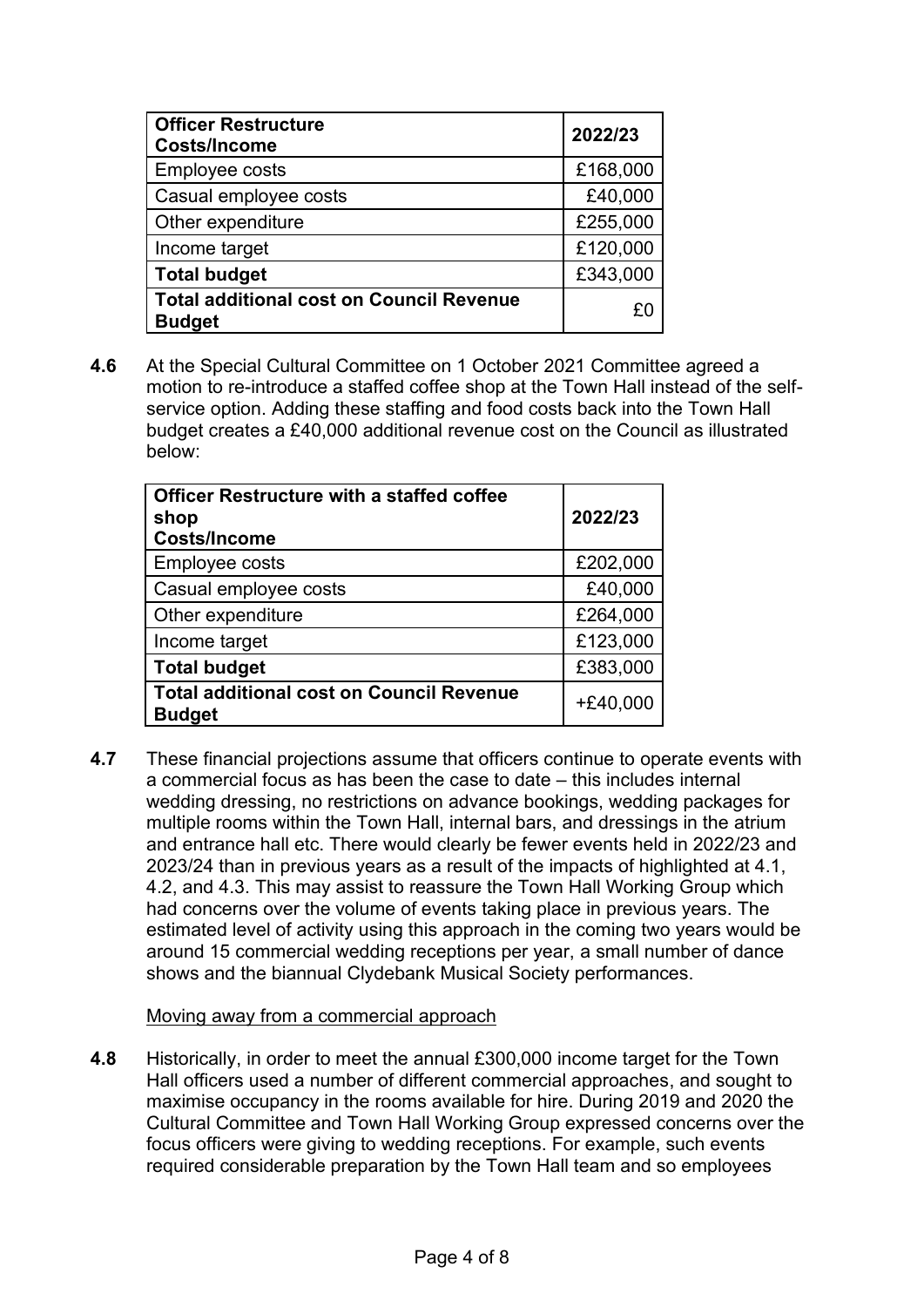| Officer Restructure<br>Costs/Income | 2022/23 |
|---|---|
| Employee costs | £168,000 |
| Casual employee costs | £40,000 |
| Other expenditure | £255,000 |
| Income target | £120,000 |
| **Total budget** | £343,000 |
| **Total additional cost on Council Revenue Budget** | £0 |

**4.6** At the Special Cultural Committee on 1 October 2021 Committee agreed a motion to re-introduce a staffed coffee shop at the Town Hall instead of the self-service option. Adding these staffing and food costs back into the Town Hall budget creates a £40,000 additional revenue cost on the Council as illustrated below:

| Officer Restructure with a staffed coffee shop<br>Costs/Income | 2022/23 |
|---|---|
| Employee costs | £202,000 |
| Casual employee costs | £40,000 |
| Other expenditure | £264,000 |
| Income target | £123,000 |
| **Total budget** | £383,000 |
| **Total additional cost on Council Revenue Budget** | +£40,000 |

**4.7** These financial projections assume that officers continue to operate events with a commercial focus as has been the case to date – this includes internal wedding dressing, no restrictions on advance bookings, wedding packages for multiple rooms within the Town Hall, internal bars, and dressings in the atrium and entrance hall etc. There would clearly be fewer events held in 2022/23 and 2023/24 than in previous years as a result of the impacts of highlighted at 4.1, 4.2, and 4.3. This may assist to reassure the Town Hall Working Group which had concerns over the volume of events taking place in previous years. The estimated level of activity using this approach in the coming two years would be around 15 commercial wedding receptions per year, a small number of dance shows and the biannual Clydebank Musical Society performances.

Moving away from a commercial approach

**4.8** Historically, in order to meet the annual £300,000 income target for the Town Hall officers used a number of different commercial approaches, and sought to maximise occupancy in the rooms available for hire. During 2019 and 2020 the Cultural Committee and Town Hall Working Group expressed concerns over the focus officers were giving to wedding receptions. For example, such events required considerable preparation by the Town Hall team and so employees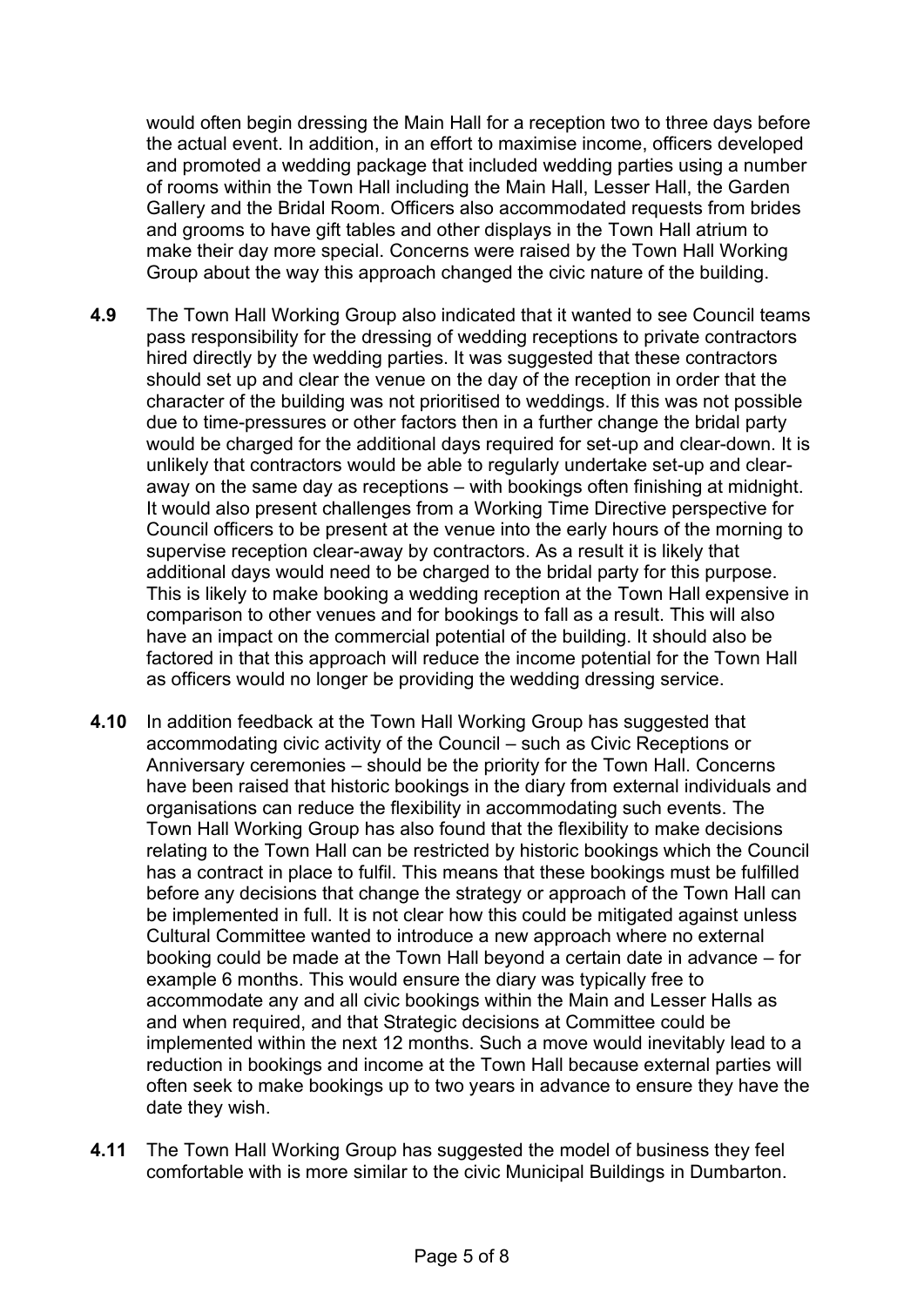would often begin dressing the Main Hall for a reception two to three days before the actual event. In addition, in an effort to maximise income, officers developed and promoted a wedding package that included wedding parties using a number of rooms within the Town Hall including the Main Hall, Lesser Hall, the Garden Gallery and the Bridal Room. Officers also accommodated requests from brides and grooms to have gift tables and other displays in the Town Hall atrium to make their day more special. Concerns were raised by the Town Hall Working Group about the way this approach changed the civic nature of the building.

**4.9** The Town Hall Working Group also indicated that it wanted to see Council teams pass responsibility for the dressing of wedding receptions to private contractors hired directly by the wedding parties. It was suggested that these contractors should set up and clear the venue on the day of the reception in order that the character of the building was not prioritised to weddings. If this was not possible due to time-pressures or other factors then in a further change the bridal party would be charged for the additional days required for set-up and clear-down. It is unlikely that contractors would be able to regularly undertake set-up and clear-away on the same day as receptions – with bookings often finishing at midnight. It would also present challenges from a Working Time Directive perspective for Council officers to be present at the venue into the early hours of the morning to supervise reception clear-away by contractors. As a result it is likely that additional days would need to be charged to the bridal party for this purpose. This is likely to make booking a wedding reception at the Town Hall expensive in comparison to other venues and for bookings to fall as a result. This will also have an impact on the commercial potential of the building. It should also be factored in that this approach will reduce the income potential for the Town Hall as officers would no longer be providing the wedding dressing service.

**4.10** In addition feedback at the Town Hall Working Group has suggested that accommodating civic activity of the Council – such as Civic Receptions or Anniversary ceremonies – should be the priority for the Town Hall. Concerns have been raised that historic bookings in the diary from external individuals and organisations can reduce the flexibility in accommodating such events. The Town Hall Working Group has also found that the flexibility to make decisions relating to the Town Hall can be restricted by historic bookings which the Council has a contract in place to fulfil. This means that these bookings must be fulfilled before any decisions that change the strategy or approach of the Town Hall can be implemented in full. It is not clear how this could be mitigated against unless Cultural Committee wanted to introduce a new approach where no external booking could be made at the Town Hall beyond a certain date in advance – for example 6 months. This would ensure the diary was typically free to accommodate any and all civic bookings within the Main and Lesser Halls as and when required, and that Strategic decisions at Committee could be implemented within the next 12 months. Such a move would inevitably lead to a reduction in bookings and income at the Town Hall because external parties will often seek to make bookings up to two years in advance to ensure they have the date they wish.

**4.11** The Town Hall Working Group has suggested the model of business they feel comfortable with is more similar to the civic Municipal Buildings in Dumbarton.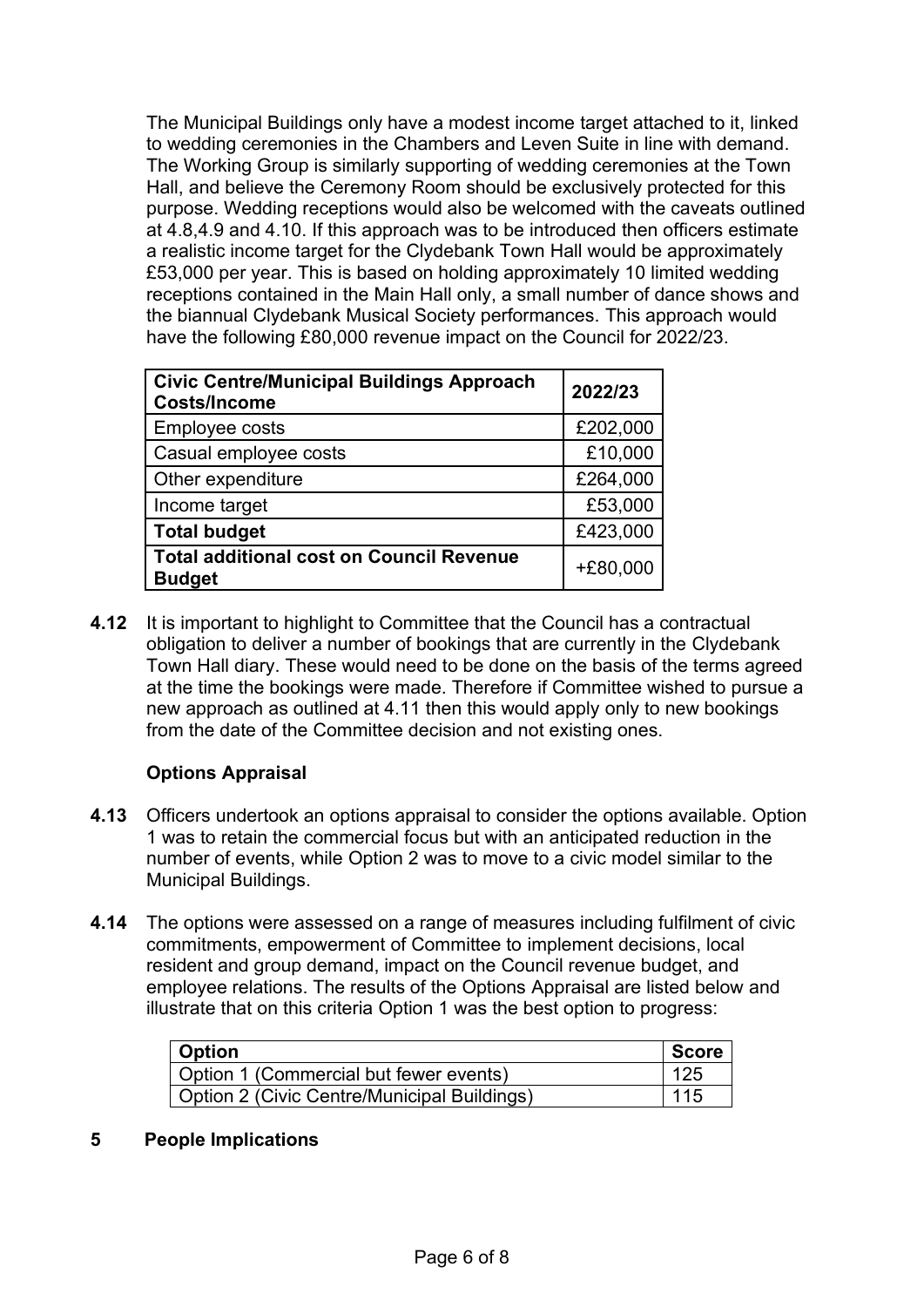The Municipal Buildings only have a modest income target attached to it, linked to wedding ceremonies in the Chambers and Leven Suite in line with demand. The Working Group is similarly supporting of wedding ceremonies at the Town Hall, and believe the Ceremony Room should be exclusively protected for this purpose. Wedding receptions would also be welcomed with the caveats outlined at 4.8,4.9 and 4.10. If this approach was to be introduced then officers estimate a realistic income target for the Clydebank Town Hall would be approximately £53,000 per year. This is based on holding approximately 10 limited wedding receptions contained in the Main Hall only, a small number of dance shows and the biannual Clydebank Musical Society performances. This approach would have the following £80,000 revenue impact on the Council for 2022/23.

| Civic Centre/Municipal Buildings Approach Costs/Income | 2022/23 |
|---|---|
| Employee costs | £202,000 |
| Casual employee costs | £10,000 |
| Other expenditure | £264,000 |
| Income target | £53,000 |
| **Total budget** | £423,000 |
| **Total additional cost on Council Revenue Budget** | +£80,000 |

**4.12** It is important to highlight to Committee that the Council has a contractual obligation to deliver a number of bookings that are currently in the Clydebank Town Hall diary. These would need to be done on the basis of the terms agreed at the time the bookings were made. Therefore if Committee wished to pursue a new approach as outlined at 4.11 then this would apply only to new bookings from the date of the Committee decision and not existing ones.

**Options Appraisal**

**4.13** Officers undertook an options appraisal to consider the options available. Option 1 was to retain the commercial focus but with an anticipated reduction in the number of events, while Option 2 was to move to a civic model similar to the Municipal Buildings.

**4.14** The options were assessed on a range of measures including fulfilment of civic commitments, empowerment of Committee to implement decisions, local resident and group demand, impact on the Council revenue budget, and employee relations. The results of the Options Appraisal are listed below and illustrate that on this criteria Option 1 was the best option to progress:

| Option | Score |
|---|---|
| Option 1 (Commercial but fewer events) | 125 |
| Option 2 (Civic Centre/Municipal Buildings) | 115 |

## 5 People Implications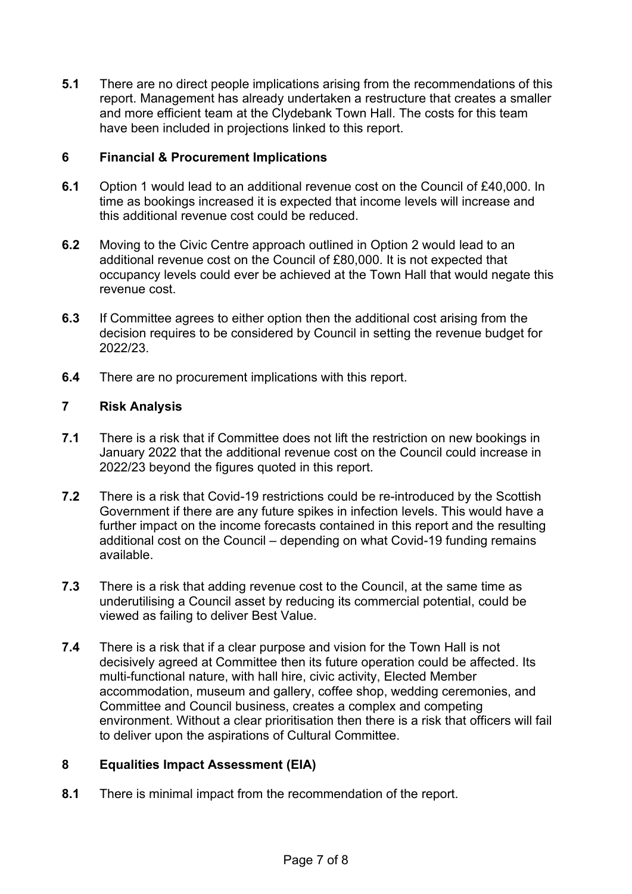**5.1** There are no direct people implications arising from the recommendations of this report. Management has already undertaken a restructure that creates a smaller and more efficient team at the Clydebank Town Hall. The costs for this team have been included in projections linked to this report.

## 6 Financial & Procurement Implications

**6.1** Option 1 would lead to an additional revenue cost on the Council of £40,000. In time as bookings increased it is expected that income levels will increase and this additional revenue cost could be reduced.

**6.2** Moving to the Civic Centre approach outlined in Option 2 would lead to an additional revenue cost on the Council of £80,000. It is not expected that occupancy levels could ever be achieved at the Town Hall that would negate this revenue cost.

**6.3** If Committee agrees to either option then the additional cost arising from the decision requires to be considered by Council in setting the revenue budget for 2022/23.

**6.4** There are no procurement implications with this report.

## 7 Risk Analysis

**7.1** There is a risk that if Committee does not lift the restriction on new bookings in January 2022 that the additional revenue cost on the Council could increase in 2022/23 beyond the figures quoted in this report.

**7.2** There is a risk that Covid-19 restrictions could be re-introduced by the Scottish Government if there are any future spikes in infection levels. This would have a further impact on the income forecasts contained in this report and the resulting additional cost on the Council – depending on what Covid-19 funding remains available.

**7.3** There is a risk that adding revenue cost to the Council, at the same time as underutilising a Council asset by reducing its commercial potential, could be viewed as failing to deliver Best Value.

**7.4** There is a risk that if a clear purpose and vision for the Town Hall is not decisively agreed at Committee then its future operation could be affected. Its multi-functional nature, with hall hire, civic activity, Elected Member accommodation, museum and gallery, coffee shop, wedding ceremonies, and Committee and Council business, creates a complex and competing environment. Without a clear prioritisation then there is a risk that officers will fail to deliver upon the aspirations of Cultural Committee.

## 8 Equalities Impact Assessment (EIA)

**8.1** There is minimal impact from the recommendation of the report.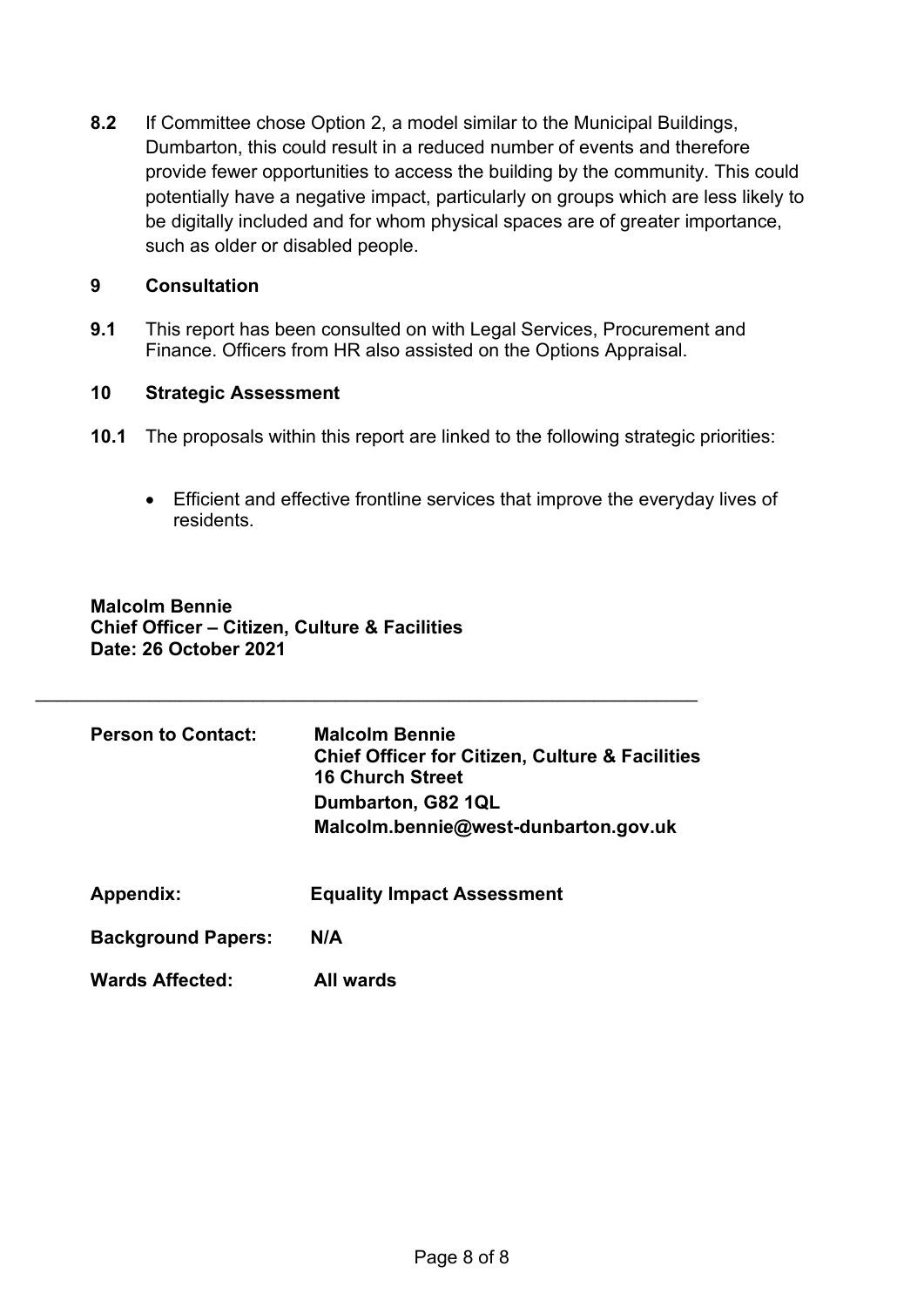**8.2** If Committee chose Option 2, a model similar to the Municipal Buildings, Dumbarton, this could result in a reduced number of events and therefore provide fewer opportunities to access the building by the community. This could potentially have a negative impact, particularly on groups which are less likely to be digitally included and for whom physical spaces are of greater importance, such as older or disabled people.

## 9 Consultation

**9.1** This report has been consulted on with Legal Services, Procurement and Finance. Officers from HR also assisted on the Options Appraisal.

## 10 Strategic Assessment

**10.1** The proposals within this report are linked to the following strategic priorities:

- Efficient and effective frontline services that improve the everyday lives of residents.

**Malcolm Bennie**
**Chief Officer – Citizen, Culture & Facilities**
**Date: 26 October 2021**

---

| | |
|---|---|
| **Person to Contact:** | **Malcolm Bennie**<br>**Chief Officer for Citizen, Culture & Facilities**<br>**16 Church Street**<br>**Dumbarton, G82 1QL**<br>**Malcolm.bennie@west-dunbarton.gov.uk** |
| **Appendix:** | **Equality Impact Assessment** |
| **Background Papers:** | **N/A** |
| **Wards Affected:** | **All wards** |